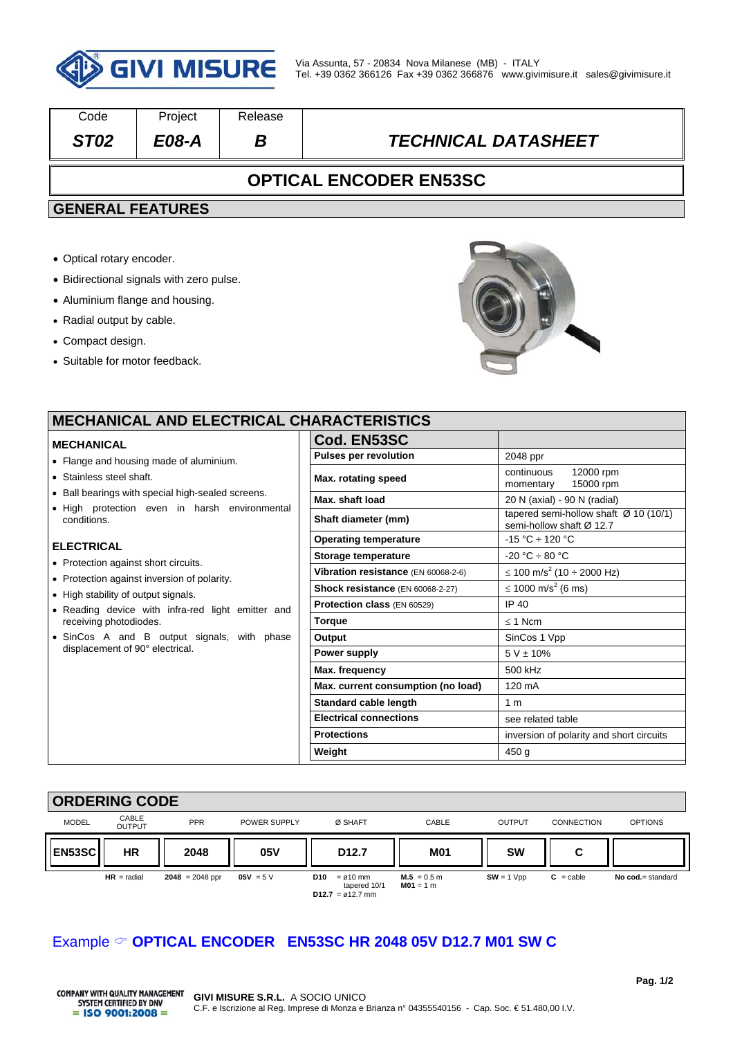GIVI MISURE

Via Assunta, 57 - 20834 Nova Milanese (MB) - ITALY
Tel. +39 0362 366126 Fax +39 0362 366876 www.givimisure.it sales@givimisure.it

| Code | Project | Release | |
|---|---|---|---|
| *ST02* | *E08-A* | *B* | *TECHNICAL DATASHEET* |

# OPTICAL ENCODER EN53SC

## GENERAL FEATURES

- Optical rotary encoder.
- Bidirectional signals with zero pulse.
- Aluminium flange and housing.
- Radial output by cable.
- Compact design.
- Suitable for motor feedback.

## MECHANICAL AND ELECTRICAL CHARACTERISTICS

### MECHANICAL

- Flange and housing made of aluminium.
- Stainless steel shaft.
- Ball bearings with special high-sealed screens.
- High protection even in harsh environmental conditions.

### ELECTRICAL

- Protection against short circuits.
- Protection against inversion of polarity.
- High stability of output signals.
- Reading device with infra-red light emitter and receiving photodiodes.
- SinCos A and B output signals, with phase displacement of 90° electrical.

| **Cod. EN53SC** | |
|---|---|
| **Pulses per revolution** | 2048 ppr |
| **Max. rotating speed** | continuous 12000 rpm<br>momentary 15000 rpm |
| **Max. shaft load** | 20 N (axial) - 90 N (radial) |
| **Shaft diameter (mm)** | tapered semi-hollow shaft Ø 10 (10/1)<br>semi-hollow shaft Ø 12.7 |
| **Operating temperature** | -15 °C ÷ 120 °C |
| **Storage temperature** | -20 °C ÷ 80 °C |
| **Vibration resistance** (EN 60068-2-6) | ≤ 100 m/s$^2$ (10 ÷ 2000 Hz) |
| **Shock resistance** (EN 60068-2-27) | ≤ 1000 m/s$^2$ (6 ms) |
| **Protection class** (EN 60529) | IP 40 |
| **Torque** | ≤ 1 Ncm |
| **Output** | SinCos 1 Vpp |
| **Power supply** | 5 V ± 10% |
| **Max. frequency** | 500 kHz |
| **Max. current consumption (no load)** | 120 mA |
| **Standard cable length** | 1 m |
| **Electrical connections** | see related table |
| **Protections** | inversion of polarity and short circuits |
| **Weight** | 450 g |

## ORDERING CODE

| MODEL | CABLE OUTPUT | PPR | POWER SUPPLY | Ø SHAFT | CABLE | OUTPUT | CONNECTION | OPTIONS |
|---|---|---|---|---|---|---|---|---|
| **EN53SC** | **HR** | **2048** | **05V** | **D12.7** | **M01** | **SW** | **C** | |
| | **HR** = radial | **2048** = 2048 ppr | **05V** = 5 V | **D10** = ø10 mm tapered 10/1<br>**D12.7** = ø12.7 mm | **M.5** = 0.5 m<br>**M01** = 1 m | **SW** = 1 Vpp | **C** = cable | **No cod.**= standard |

Example ☞ **OPTICAL ENCODER EN53SC HR 2048 05V D12.7 M01 SW C**

COMPANY WITH QUALITY MANAGEMENT SYSTEM CERTIFIED BY DNV = ISO 9001:2008 =

**GIVI MISURE S.R.L.** A SOCIO UNICO
C.F. e Iscrizione al Reg. Imprese di Monza e Brianza n° 04355540156 - Cap. Soc. € 51.480,00 I.V.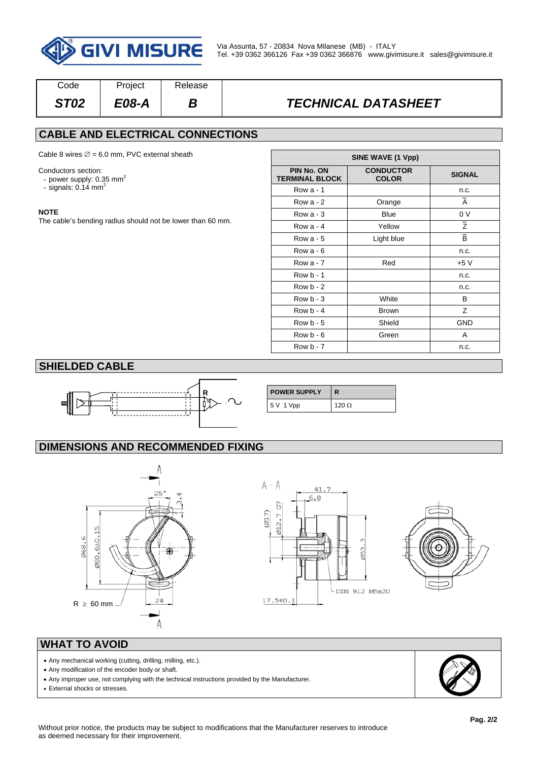| Code | Project | Release | |
|---|---|---|---|
| ***ST02*** | ***E08-A*** | ***B*** | ***TECHNICAL DATASHEET*** |

## CABLE AND ELECTRICAL CONNECTIONS

Cable 8 wires ∅ = 6.0 mm, PVC external sheath

Conductors section:
- power supply: 0.35 mm$^2$
- signals: 0.14 mm$^2$

**NOTE**
The cable's bending radius should not be lower than 60 mm.

| SINE WAVE (1 Vpp) | | |
|---|---|---|
| **PIN No. ON TERMINAL BLOCK** | **CONDUCTOR COLOR** | **SIGNAL** |
| Row a - 1 | | n.c. |
| Row a - 2 | Orange | $\overline{A}$ |
| Row a - 3 | Blue | 0 V |
| Row a - 4 | Yellow | $\overline{Z}$ |
| Row a - 5 | Light blue | $\overline{B}$ |
| Row a - 6 | | n.c. |
| Row a - 7 | Red | +5 V |
| Row b - 1 | | n.c. |
| Row b - 2 | | n.c. |
| Row b - 3 | White | B |
| Row b - 4 | Brown | Z |
| Row b - 5 | Shield | GND |
| Row b - 6 | Green | A |
| Row b - 7 | | n.c. |

## SHIELDED CABLE

R

| POWER SUPPLY | R |
|---|---|
| 5 V 1 Vpp | 120 Ω |

## DIMENSIONS AND RECOMMENDED FIXING

A

25°

3.4

Ø68.6

Ø60.6±0.15

24

R ≥ 60 mm

A

A - A

41.7

6.8

(Ø17)

Ø12.7 G7

Ø53.3

DIN 912 M5x20

17.5±0.1

## WHAT TO AVOID

- Any mechanical working (cutting, drilling, milling, etc.).
- Any modification of the encoder body or shaft.
- Any improper use, not complying with the technical instructions provided by the Manufacturer.
- External shocks or stresses.

Without prior notice, the products may be subject to modifications that the Manufacturer reserves to introduce as deemed necessary for their improvement.